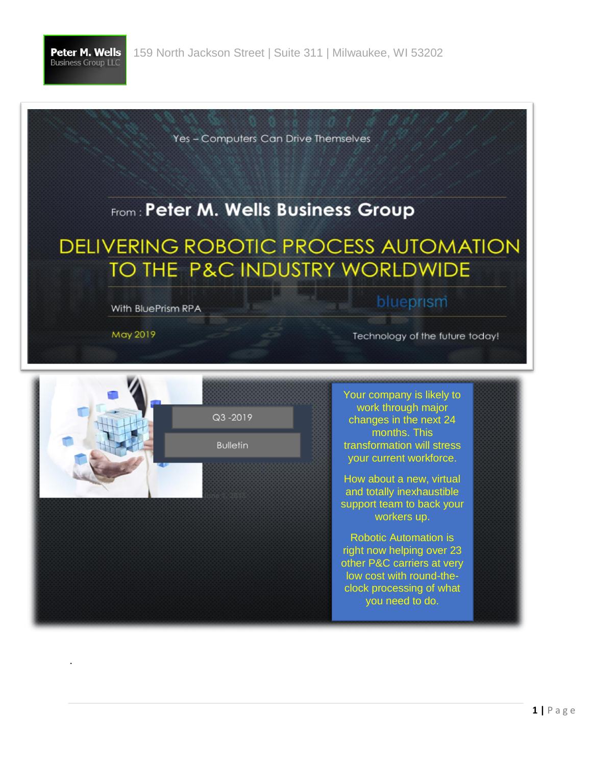**Peter M. Wells** Business Group LLC

159 North Jackson Street | Suite 311 | Milwaukee, WI 53202

Yes – Computers Can Drive Themselves

From : **Peter M. Wells Business Group**

# DELIVERING ROBOTIC PROCESS AUTOMATION TO THE P&C INDUSTRY WORLDWIDE

With BluePrism RPA

blueprism

May 2019

Technology of the future today!

Q3 -2019

Bulletin

Your company is likely to work through major changes in the next 24 months. This transformation will stress your current workforce.

How about a new, virtual and totally inexhaustible support team to back your workers up.

Robotic Automation is right now helping over 23 other P&C carriers at very low cost with round-the-clock processing of what you need to do.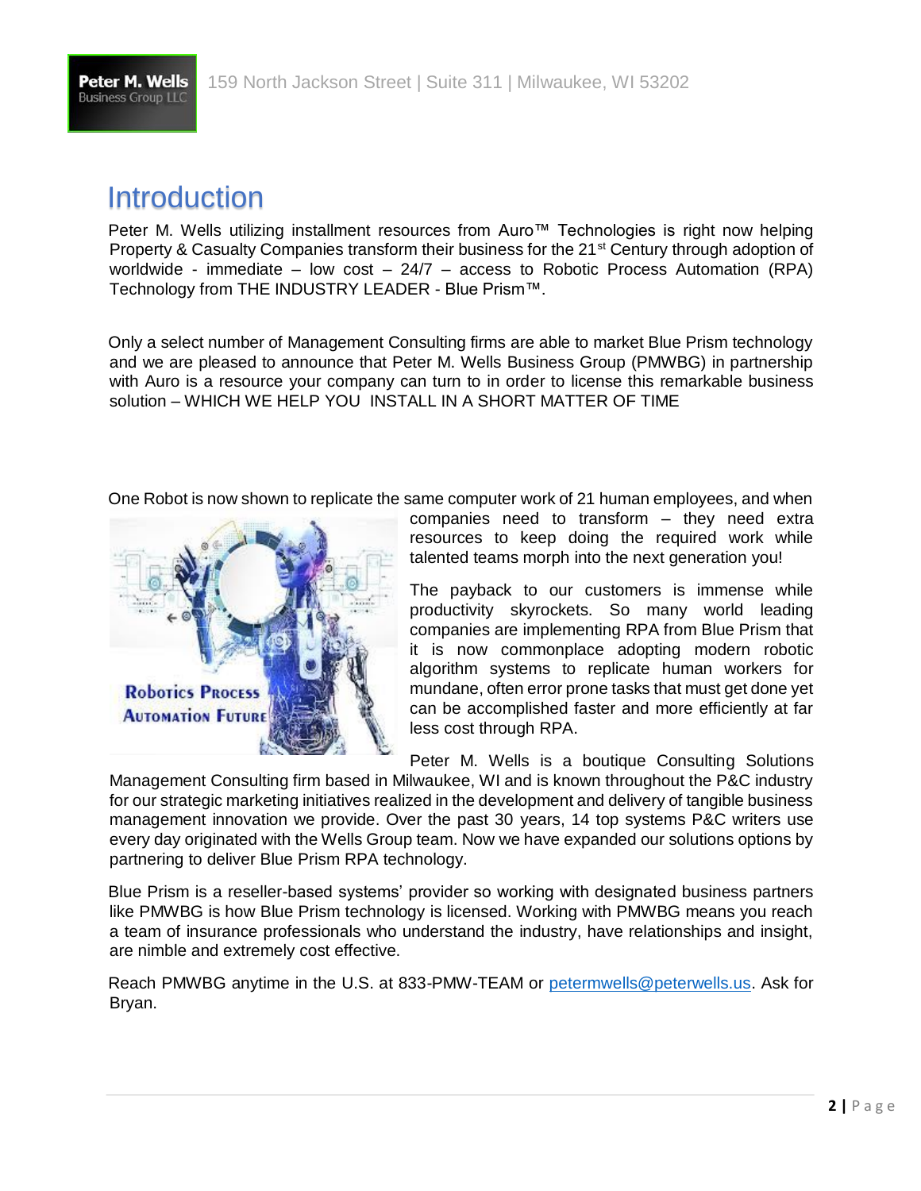# Introduction

Peter M. Wells utilizing installment resources from Auro™ Technologies is right now helping Property & Casualty Companies transform their business for the 21st Century through adoption of worldwide - immediate – low cost – 24/7 – access to Robotic Process Automation (RPA) Technology from THE INDUSTRY LEADER - Blue Prism™.

Only a select number of Management Consulting firms are able to market Blue Prism technology and we are pleased to announce that Peter M. Wells Business Group (PMWBG) in partnership with Auro is a resource your company can turn to in order to license this remarkable business solution – WHICH WE HELP YOU INSTALL IN A SHORT MATTER OF TIME

One Robot is now shown to replicate the same computer work of 21 human employees, and when companies need to transform – they need extra resources to keep doing the required work while talented teams morph into the next generation you!

The payback to our customers is immense while productivity skyrockets. So many world leading companies are implementing RPA from Blue Prism that it is now commonplace adopting modern robotic algorithm systems to replicate human workers for mundane, often error prone tasks that must get done yet can be accomplished faster and more efficiently at far less cost through RPA.

Peter M. Wells is a boutique Consulting Solutions Management Consulting firm based in Milwaukee, WI and is known throughout the P&C industry for our strategic marketing initiatives realized in the development and delivery of tangible business management innovation we provide. Over the past 30 years, 14 top systems P&C writers use every day originated with the Wells Group team. Now we have expanded our solutions options by partnering to deliver Blue Prism RPA technology.

Blue Prism is a reseller-based systems' provider so working with designated business partners like PMWBG is how Blue Prism technology is licensed. Working with PMWBG means you reach a team of insurance professionals who understand the industry, have relationships and insight, are nimble and extremely cost effective.

Reach PMWBG anytime in the U.S. at 833-PMW-TEAM or petermwells@peterwells.us. Ask for Bryan.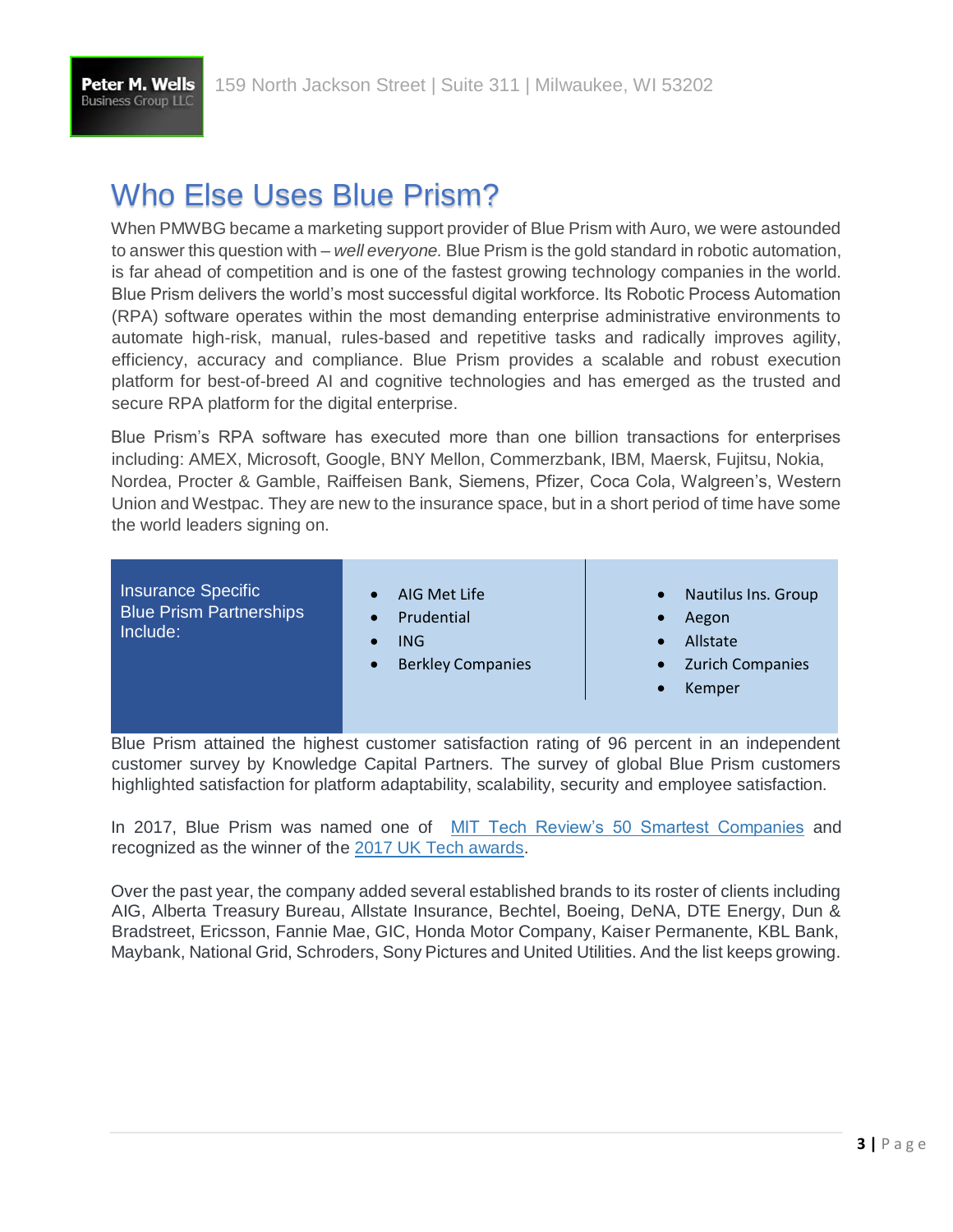# Who Else Uses Blue Prism?

When PMWBG became a marketing support provider of Blue Prism with Auro, we were astounded to answer this question with – *well everyone.* Blue Prism is the gold standard in robotic automation, is far ahead of competition and is one of the fastest growing technology companies in the world. Blue Prism delivers the world's most successful digital workforce. Its Robotic Process Automation (RPA) software operates within the most demanding enterprise administrative environments to automate high-risk, manual, rules-based and repetitive tasks and radically improves agility, efficiency, accuracy and compliance. Blue Prism provides a scalable and robust execution platform for best-of-breed AI and cognitive technologies and has emerged as the trusted and secure RPA platform for the digital enterprise.

Blue Prism's RPA software has executed more than one billion transactions for enterprises including: AMEX, Microsoft, Google, BNY Mellon, Commerzbank, IBM, Maersk, Fujitsu, Nokia, Nordea, Procter & Gamble, Raiffeisen Bank, Siemens, Pfizer, Coca Cola, Walgreen's, Western Union and Westpac. They are new to the insurance space, but in a short period of time have some the world leaders signing on.

| Insurance Specific Blue Prism Partnerships Include: | | |
|---|---|---|
| | • AIG Met Life<br>• Prudential<br>• ING<br>• Berkley Companies | • Nautilus Ins. Group<br>• Aegon<br>• Allstate<br>• Zurich Companies<br>• Kemper |

Blue Prism attained the highest customer satisfaction rating of 96 percent in an independent customer survey by Knowledge Capital Partners. The survey of global Blue Prism customers highlighted satisfaction for platform adaptability, scalability, security and employee satisfaction.

In 2017, Blue Prism was named one of MIT Tech Review's 50 Smartest Companies and recognized as the winner of the 2017 UK Tech awards.

Over the past year, the company added several established brands to its roster of clients including AIG, Alberta Treasury Bureau, Allstate Insurance, Bechtel, Boeing, DeNA, DTE Energy, Dun & Bradstreet, Ericsson, Fannie Mae, GIC, Honda Motor Company, Kaiser Permanente, KBL Bank, Maybank, National Grid, Schroders, Sony Pictures and United Utilities. And the list keeps growing.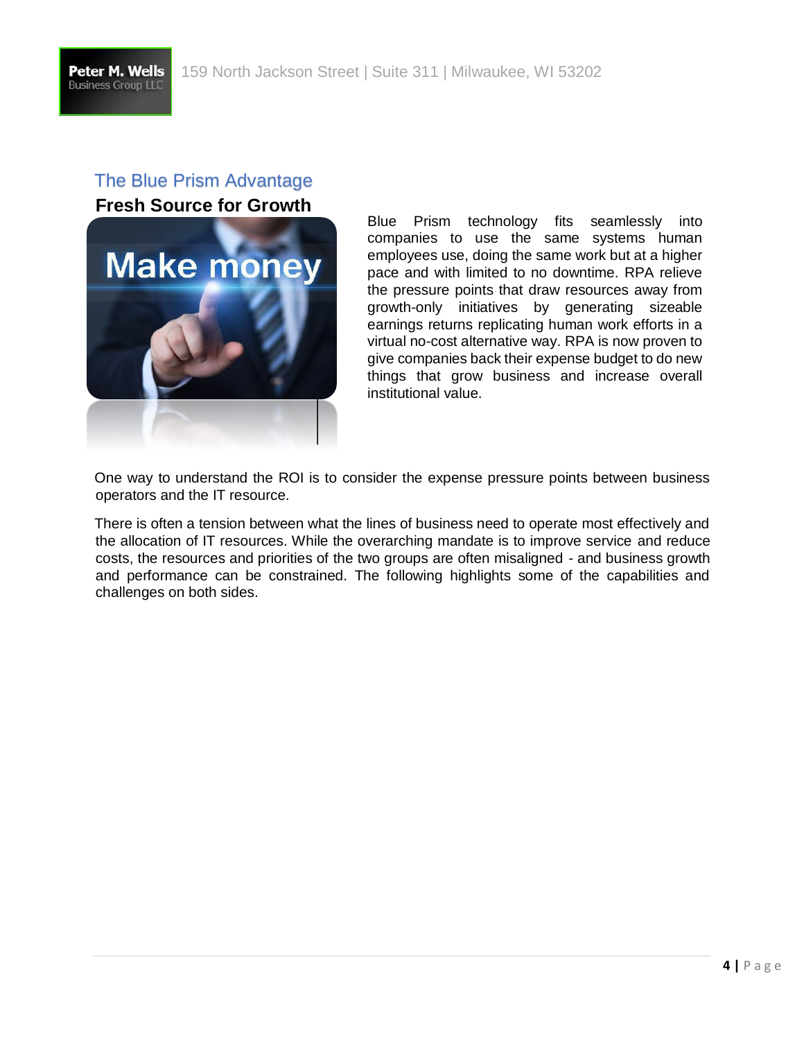## The Blue Prism Advantage

### Fresh Source for Growth

Blue Prism technology fits seamlessly into companies to use the same systems human employees use, doing the same work but at a higher pace and with limited to no downtime. RPA relieve the pressure points that draw resources away from growth-only initiatives by generating sizeable earnings returns replicating human work efforts in a virtual no-cost alternative way. RPA is now proven to give companies back their expense budget to do new things that grow business and increase overall institutional value.

One way to understand the ROI is to consider the expense pressure points between business operators and the IT resource.

There is often a tension between what the lines of business need to operate most effectively and the allocation of IT resources. While the overarching mandate is to improve service and reduce costs, the resources and priorities of the two groups are often misaligned - and business growth and performance can be constrained. The following highlights some of the capabilities and challenges on both sides.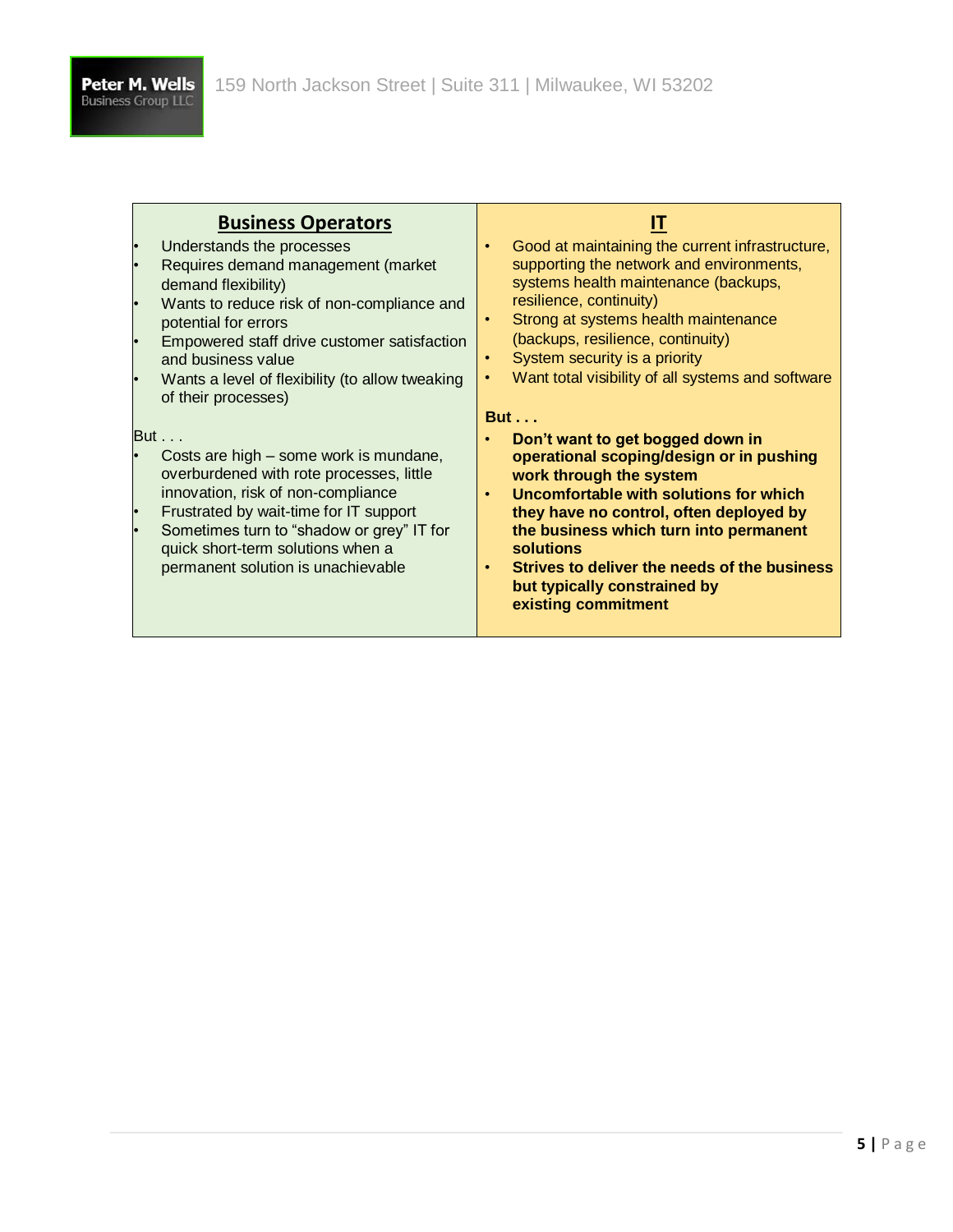| **Business Operators** | **IT** |
|---|---|
| • Understands the processes<br>• Requires demand management (market demand flexibility)<br>• Wants to reduce risk of non-compliance and potential for errors<br>• Empowered staff drive customer satisfaction and business value<br>• Wants a level of flexibility (to allow tweaking of their processes)<br><br>But . . .<br>• Costs are high – some work is mundane, overburdened with rote processes, little innovation, risk of non-compliance<br>• Frustrated by wait-time for IT support<br>• Sometimes turn to "shadow or grey" IT for quick short-term solutions when a permanent solution is unachievable | • Good at maintaining the current infrastructure, supporting the network and environments, systems health maintenance (backups, resilience, continuity)<br>• Strong at systems health maintenance (backups, resilience, continuity)<br>• System security is a priority<br>• Want total visibility of all systems and software<br><br>**But . . .**<br>• **Don't want to get bogged down in operational scoping/design or in pushing work through the system**<br>• **Uncomfortable with solutions for which they have no control, often deployed by the business which turn into permanent solutions**<br>• **Strives to deliver the needs of the business but typically constrained by existing commitment** |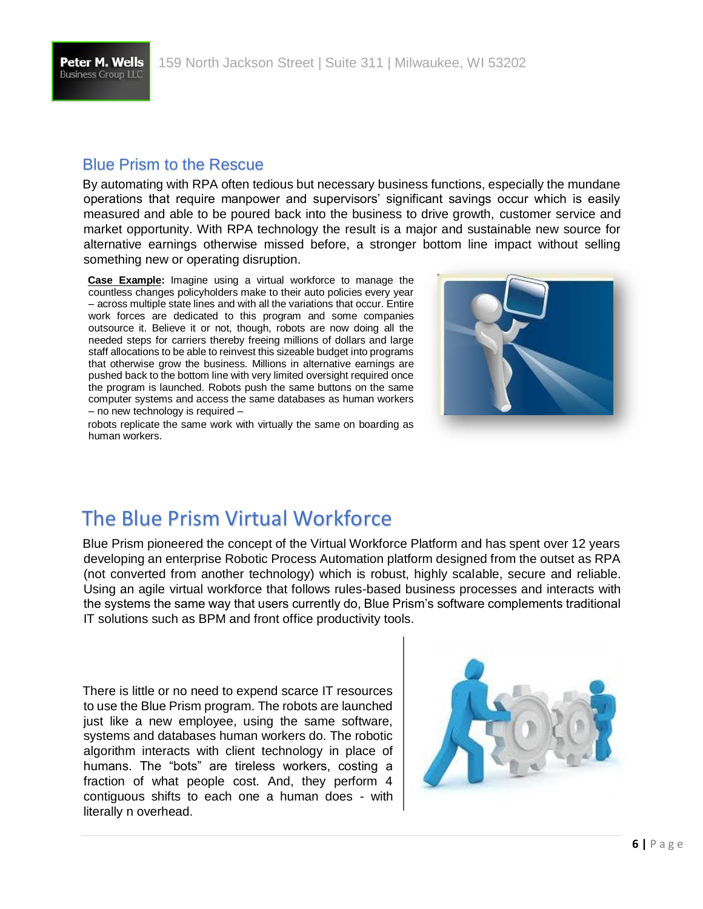## Blue Prism to the Rescue

By automating with RPA often tedious but necessary business functions, especially the mundane operations that require manpower and supervisors' significant savings occur which is easily measured and able to be poured back into the business to drive growth, customer service and market opportunity. With RPA technology the result is a major and sustainable new source for alternative earnings otherwise missed before, a stronger bottom line impact without selling something new or operating disruption.

**Case Example:** Imagine using a virtual workforce to manage the countless changes policyholders make to their auto policies every year – across multiple state lines and with all the variations that occur. Entire work forces are dedicated to this program and some companies outsource it. Believe it or not, though, robots are now doing all the needed steps for carriers thereby freeing millions of dollars and large staff allocations to be able to reinvest this sizeable budget into programs that otherwise grow the business. Millions in alternative earnings are pushed back to the bottom line with very limited oversight required once the program is launched. Robots push the same buttons on the same computer systems and access the same databases as human workers – no new technology is required –

robots replicate the same work with virtually the same on boarding as human workers.

# The Blue Prism Virtual Workforce

Blue Prism pioneered the concept of the Virtual Workforce Platform and has spent over 12 years developing an enterprise Robotic Process Automation platform designed from the outset as RPA (not converted from another technology) which is robust, highly scalable, secure and reliable. Using an agile virtual workforce that follows rules-based business processes and interacts with the systems the same way that users currently do, Blue Prism's software complements traditional IT solutions such as BPM and front office productivity tools.

There is little or no need to expend scarce IT resources to use the Blue Prism program. The robots are launched just like a new employee, using the same software, systems and databases human workers do. The robotic algorithm interacts with client technology in place of humans. The "bots" are tireless workers, costing a fraction of what people cost. And, they perform 4 contiguous shifts to each one a human does - with literally n overhead.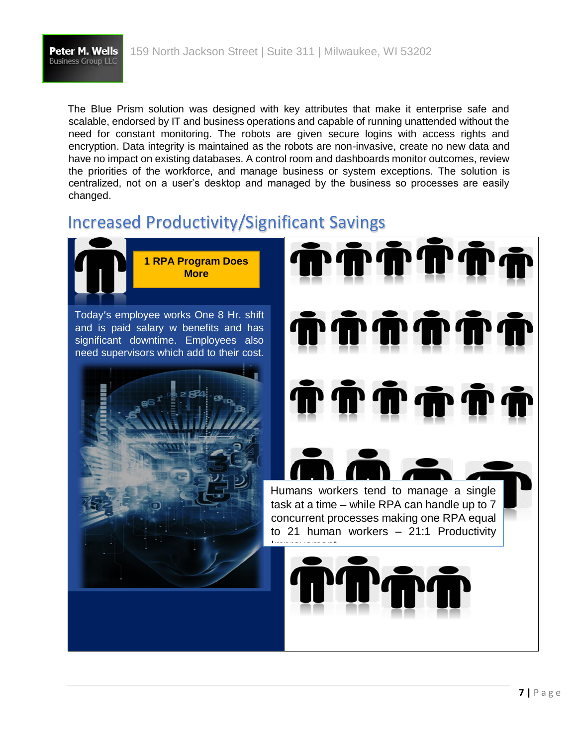The Blue Prism solution was designed with key attributes that make it enterprise safe and scalable, endorsed by IT and business operations and capable of running unattended without the need for constant monitoring. The robots are given secure logins with access rights and encryption. Data integrity is maintained as the robots are non-invasive, create no new data and have no impact on existing databases. A control room and dashboards monitor outcomes, review the priorities of the workforce, and manage business or system exceptions. The solution is centralized, not on a user's desktop and managed by the business so processes are easily changed.

## Increased Productivity/Significant Savings

**1 RPA Program Does More**

Today's employee works One 8 Hr. shift and is paid salary w benefits and has significant downtime. Employees also need supervisors which add to their cost.

Humans workers tend to manage a single task at a time – while RPA can handle up to 7 concurrent processes making one RPA equal to 21 human workers – 21:1 Productivity Improvement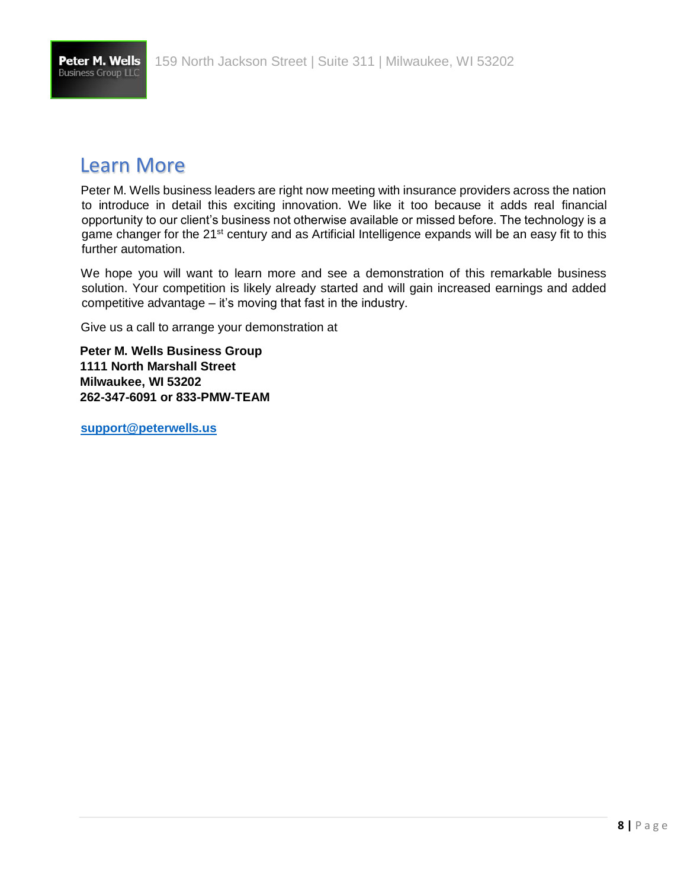## Learn More

Peter M. Wells business leaders are right now meeting with insurance providers across the nation to introduce in detail this exciting innovation. We like it too because it adds real financial opportunity to our client's business not otherwise available or missed before. The technology is a game changer for the 21st century and as Artificial Intelligence expands will be an easy fit to this further automation.

We hope you will want to learn more and see a demonstration of this remarkable business solution. Your competition is likely already started and will gain increased earnings and added competitive advantage – it's moving that fast in the industry.

Give us a call to arrange your demonstration at

**Peter M. Wells Business Group**
**1111 North Marshall Street**
**Milwaukee, WI 53202**
**262-347-6091 or 833-PMW-TEAM**

**support@peterwells.us**